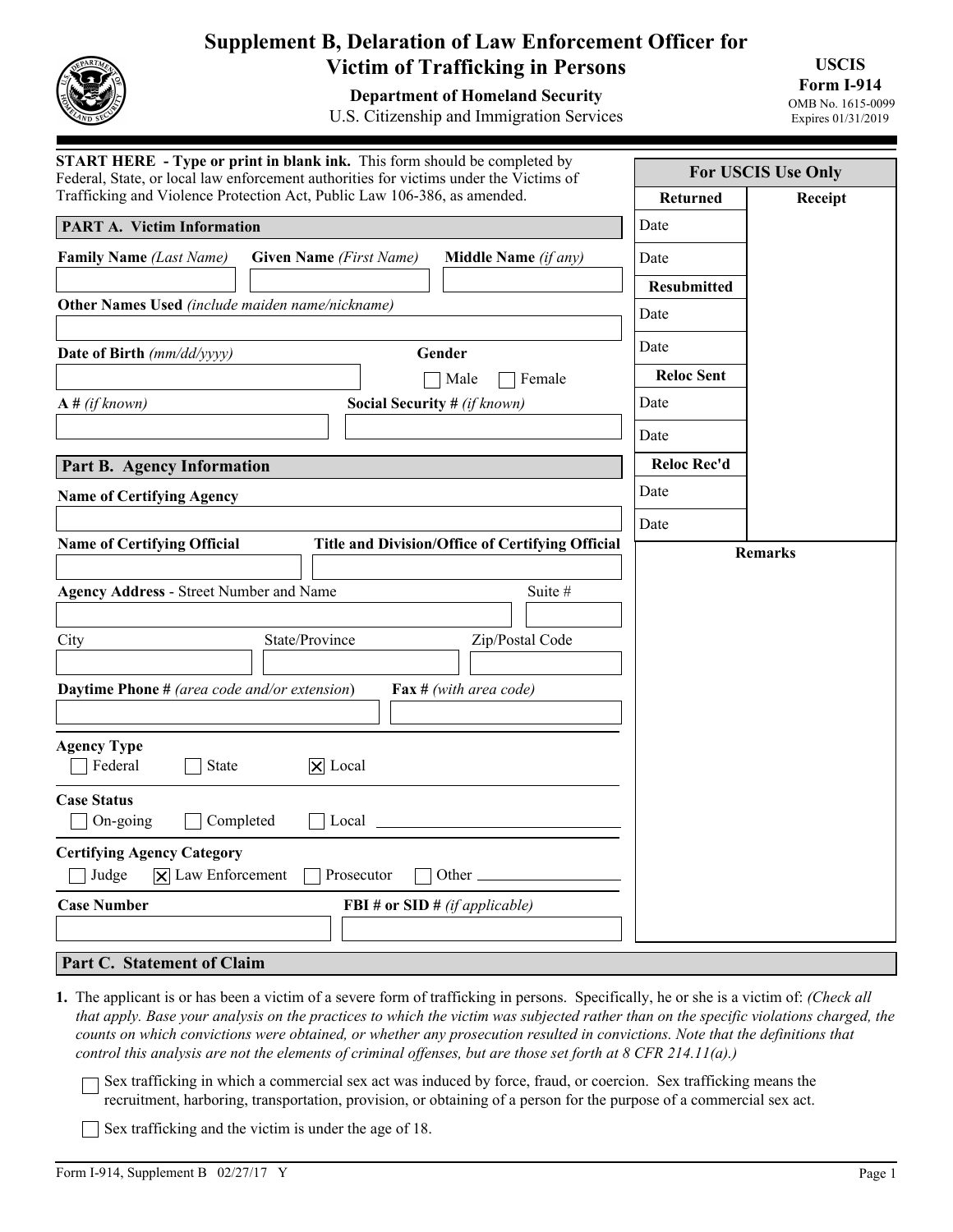# Supplement B, Delaration of Law Enforcement Officer for Victim of Trafficking in Persons

**Department of Homeland Security**
U.S. Citizenship and Immigration Services

**USCIS Form I-914**
OMB No. 1615-0099
Expires 01/31/2019

**START HERE - Type or print in blank ink.** This form should be completed by Federal, State, or local law enforcement authorities for victims under the Victims of Trafficking and Violence Protection Act, Public Law 106-386, as amended.

| For USCIS Use Only | |
|---|---|
| **Returned** | **Receipt** |
| Date | |
| Date | |
| **Resubmitted** | |
| Date | |
| Date | |
| **Reloc Sent** | |
| Date | |
| Date | |
| **Reloc Rec'd** | |
| Date | |
| Date | |
| **Remarks** | |

## PART A. Victim Information

**Family Name** *(Last Name)*

**Given Name** *(First Name)*

**Middle Name** *(if any)*

**Other Names Used** *(include maiden name/nickname)*

**Date of Birth** *(mm/dd/yyyy)*

**Gender**
☐ Male ☐ Female

**A #** *(if known)*

**Social Security #** *(if known)*

## Part B. Agency Information

**Name of Certifying Agency**

**Name of Certifying Official**

**Title and Division/Office of Certifying Official**

**Agency Address** - Street Number and Name

Suite #

City

State/Province

Zip/Postal Code

**Daytime Phone #** *(area code and/or extension)*

**Fax #** *(with area code)*

**Agency Type**
☐ Federal ☐ State ☒ Local

**Case Status**
☐ On-going ☐ Completed ☐ Local ____________

**Certifying Agency Category**
☐ Judge ☒ Law Enforcement ☐ Prosecutor ☐ Other ____________

**Case Number**

**FBI # or SID #** *(if applicable)*

## Part C. Statement of Claim

**1.** The applicant is or has been a victim of a severe form of trafficking in persons. Specifically, he or she is a victim of: *(Check all that apply. Base your analysis on the practices to which the victim was subjected rather than on the specific violations charged, the counts on which convictions were obtained, or whether any prosecution resulted in convictions. Note that the definitions that control this analysis are not the elements of criminal offenses, but are those set forth at 8 CFR 214.11(a).)*

☐ Sex trafficking in which a commercial sex act was induced by force, fraud, or coercion. Sex trafficking means the recruitment, harboring, transportation, provision, or obtaining of a person for the purpose of a commercial sex act.

☐ Sex trafficking and the victim is under the age of 18.

Form I-914, Supplement B 02/27/17 Y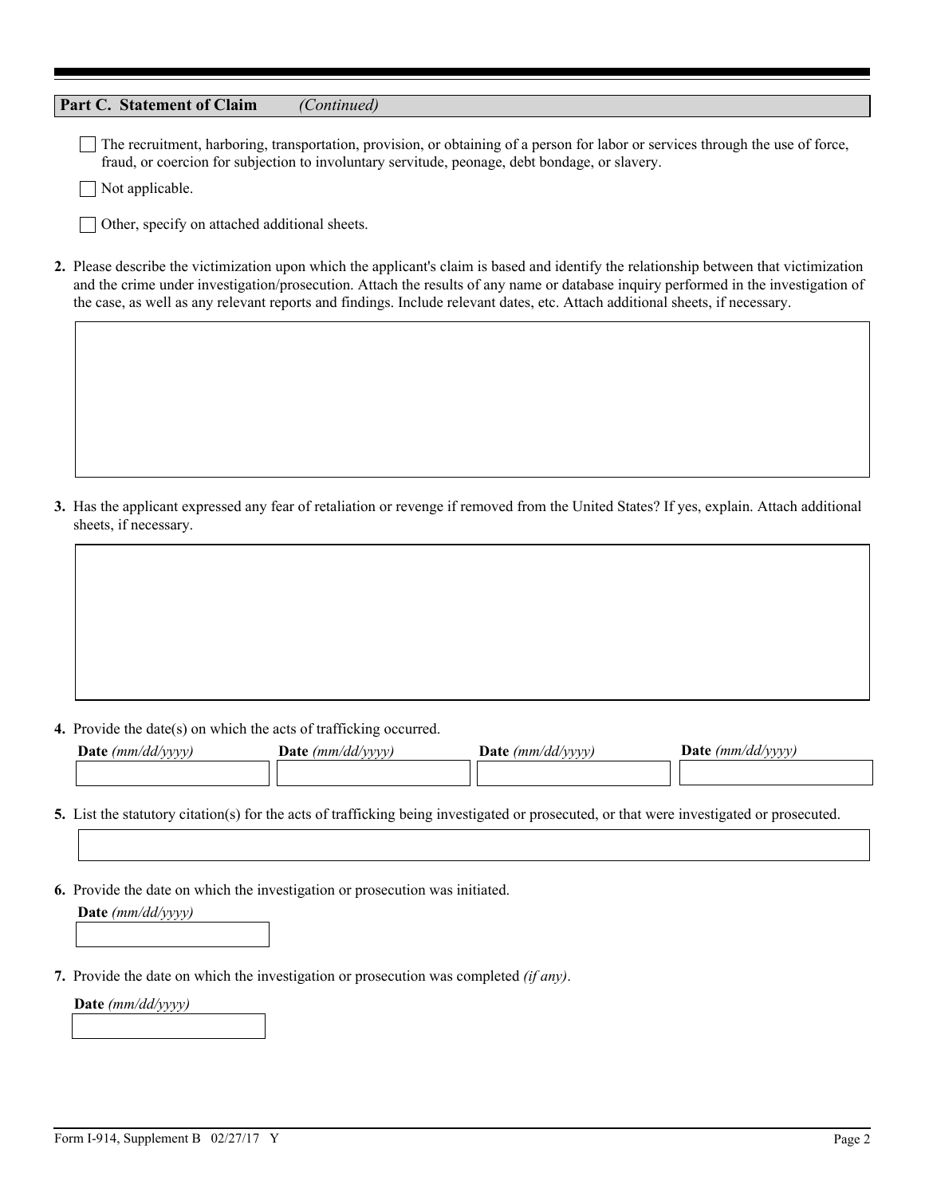## Part C. Statement of Claim *(Continued)*

☐ The recruitment, harboring, transportation, provision, or obtaining of a person for labor or services through the use of force, fraud, or coercion for subjection to involuntary servitude, peonage, debt bondage, or slavery.

☐ Not applicable.

☐ Other, specify on attached additional sheets.

**2.** Please describe the victimization upon which the applicant's claim is based and identify the relationship between that victimization and the crime under investigation/prosecution. Attach the results of any name or database inquiry performed in the investigation of the case, as well as any relevant reports and findings. Include relevant dates, etc. Attach additional sheets, if necessary.

**3.** Has the applicant expressed any fear of retaliation or revenge if removed from the United States? If yes, explain. Attach additional sheets, if necessary.

**4.** Provide the date(s) on which the acts of trafficking occurred.

| **Date** *(mm/dd/yyyy)* | **Date** *(mm/dd/yyyy)* | **Date** *(mm/dd/yyyy)* | **Date** *(mm/dd/yyyy)* |
|---|---|---|---|
| | | | |

**5.** List the statutory citation(s) for the acts of trafficking being investigated or prosecuted, or that were investigated or prosecuted.

**6.** Provide the date on which the investigation or prosecution was initiated.

**Date** *(mm/dd/yyyy)*

**7.** Provide the date on which the investigation or prosecution was completed *(if any)*.

**Date** *(mm/dd/yyyy)*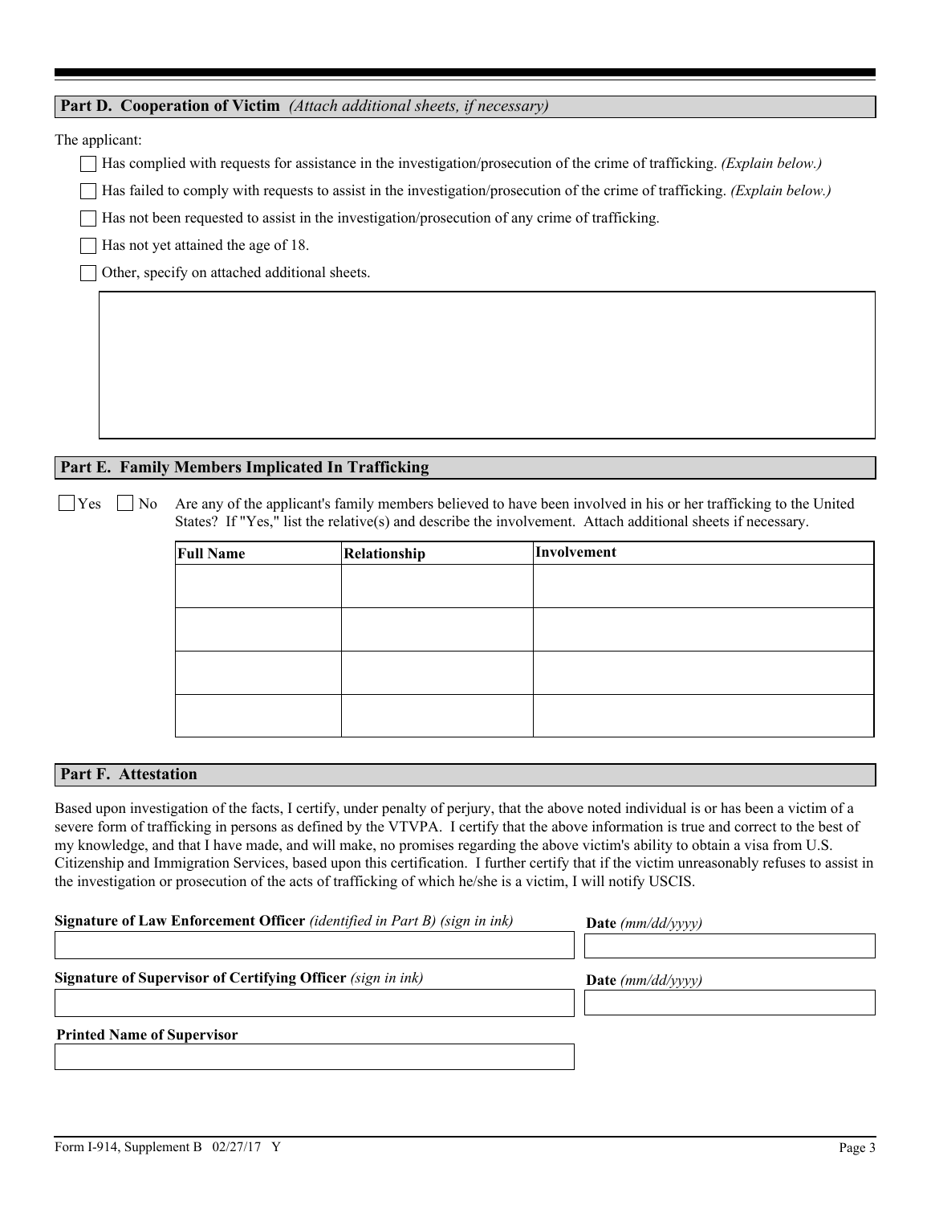## Part D. Cooperation of Victim *(Attach additional sheets, if necessary)*

The applicant:

- [ ] Has complied with requests for assistance in the investigation/prosecution of the crime of trafficking. *(Explain below.)*
- [ ] Has failed to comply with requests to assist in the investigation/prosecution of the crime of trafficking. *(Explain below.)*
- [ ] Has not been requested to assist in the investigation/prosecution of any crime of trafficking.
- [ ] Has not yet attained the age of 18.
- [ ] Other, specify on attached additional sheets.

## Part E. Family Members Implicated In Trafficking

[ ] Yes [ ] No Are any of the applicant's family members believed to have been involved in his or her trafficking to the United States? If "Yes," list the relative(s) and describe the involvement. Attach additional sheets if necessary.

| Full Name | Relationship | Involvement |
|---|---|---|
| | | |
| | | |
| | | |
| | | |

## Part F. Attestation

Based upon investigation of the facts, I certify, under penalty of perjury, that the above noted individual is or has been a victim of a severe form of trafficking in persons as defined by the VTVPA. I certify that the above information is true and correct to the best of my knowledge, and that I have made, and will make, no promises regarding the above victim's ability to obtain a visa from U.S. Citizenship and Immigration Services, based upon this certification. I further certify that if the victim unreasonably refuses to assist in the investigation or prosecution of the acts of trafficking of which he/she is a victim, I will notify USCIS.

**Signature of Law Enforcement Officer** *(identified in Part B) (sign in ink)*

**Date** *(mm/dd/yyyy)*

**Signature of Supervisor of Certifying Officer** *(sign in ink)*

**Date** *(mm/dd/yyyy)*

**Printed Name of Supervisor**

Form I-914, Supplement B 02/27/17 Y